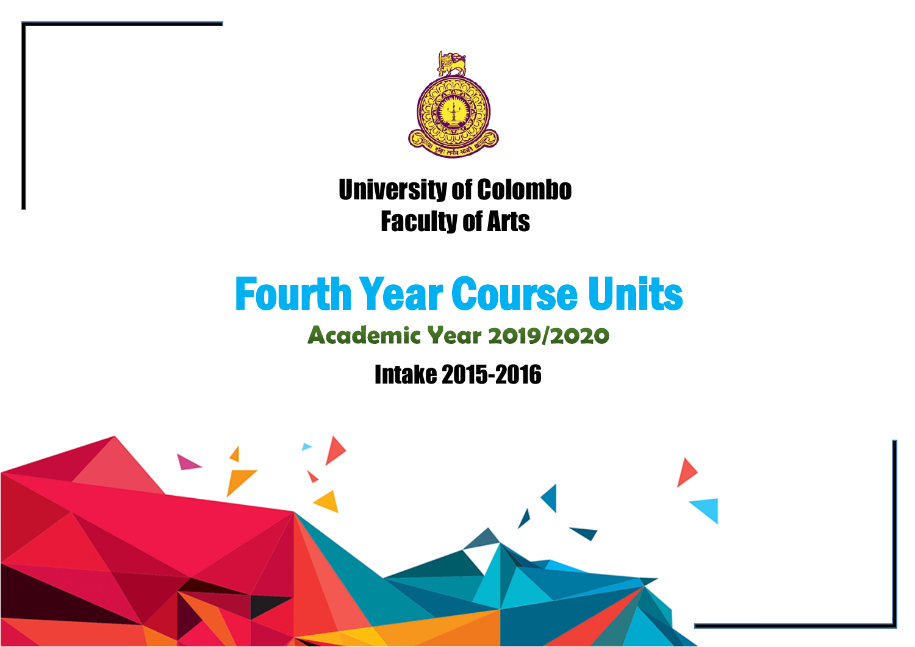University of Colombo
Faculty of Arts

# Fourth Year Course Units

## Academic Year 2019/2020

### Intake 2015-2016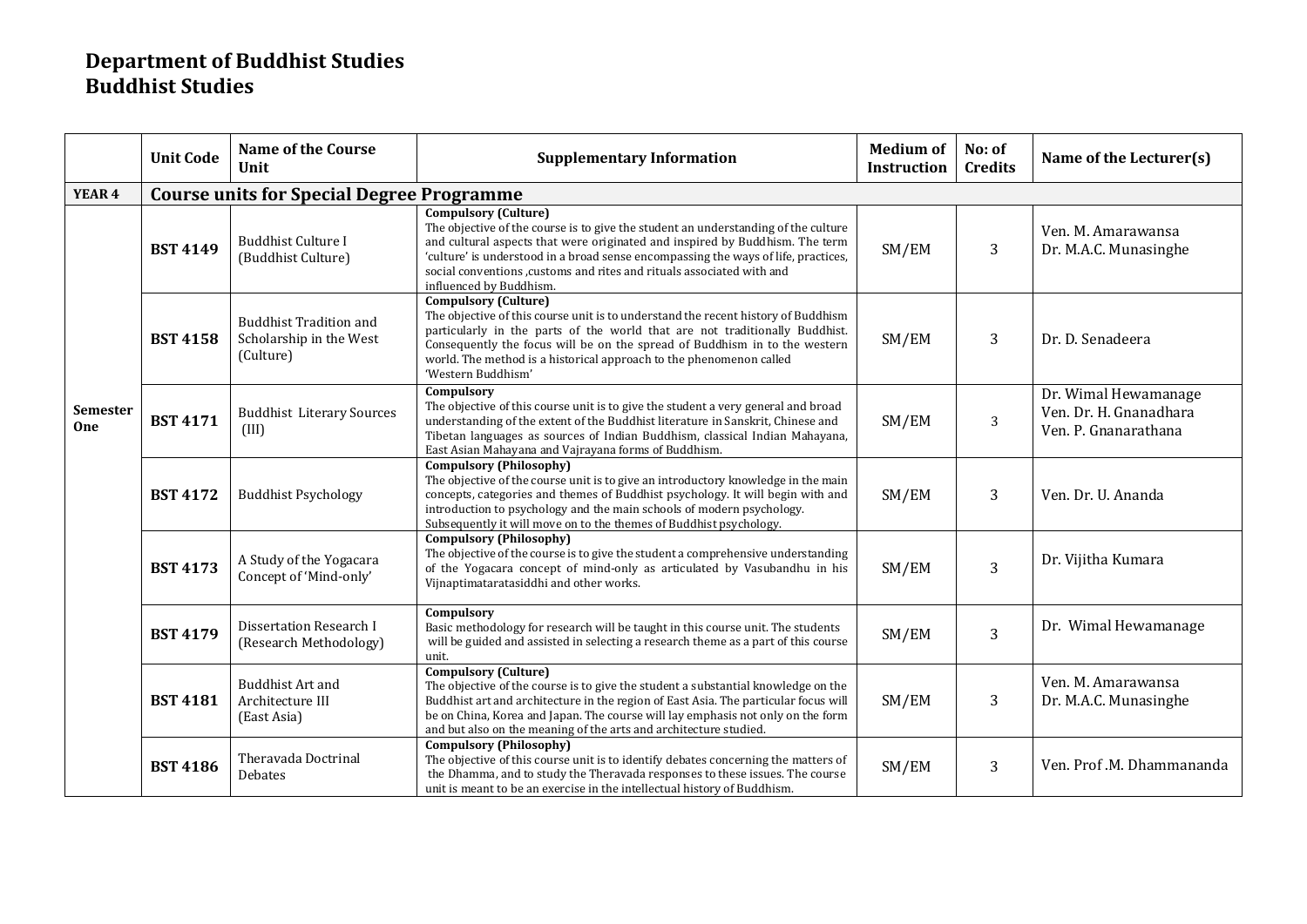# Department of Buddhist Studies
# Buddhist Studies

| | Unit Code | Name of the Course Unit | Supplementary Information | Medium of Instruction | No: of Credits | Name of the Lecturer(s) |
|---|---|---|---|---|---|---|
| **YEAR 4** | **Course units for Special Degree Programme** | | | | | |
| **Semester One** | **BST 4149** | Buddhist Culture I (Buddhist Culture) | **Compulsory (Culture)** The objective of the course is to give the student an understanding of the culture and cultural aspects that were originated and inspired by Buddhism. The term 'culture' is understood in a broad sense encompassing the ways of life, practices, social conventions ,customs and rites and rituals associated with and influenced by Buddhism. | SM/EM | 3 | Ven. M. Amarawansa<br>Dr. M.A.C. Munasinghe |
| | **BST 4158** | Buddhist Tradition and Scholarship in the West (Culture) | **Compulsory (Culture)** The objective of this course unit is to understand the recent history of Buddhism particularly in the parts of the world that are not traditionally Buddhist. Consequently the focus will be on the spread of Buddhism in to the western world. The method is a historical approach to the phenomenon called 'Western Buddhism' | SM/EM | 3 | Dr. D. Senadeera |
| | **BST 4171** | Buddhist Literary Sources (III) | **Compulsory** The objective of this course unit is to give the student a very general and broad understanding of the extent of the Buddhist literature in Sanskrit, Chinese and Tibetan languages as sources of Indian Buddhism, classical Indian Mahayana, East Asian Mahayana and Vajrayana forms of Buddhism. | SM/EM | 3 | Dr. Wimal Hewamanage<br>Ven. Dr. H. Gnanadhara<br>Ven. P. Gnanarathana |
| | **BST 4172** | Buddhist Psychology | **Compulsory (Philosophy)** The objective of the course unit is to give an introductory knowledge in the main concepts, categories and themes of Buddhist psychology. It will begin with and introduction to psychology and the main schools of modern psychology. Subsequently it will move on to the themes of Buddhist psychology. | SM/EM | 3 | Ven. Dr. U. Ananda |
| | **BST 4173** | A Study of the Yogacara Concept of 'Mind-only' | **Compulsory (Philosophy)** The objective of the course is to give the student a comprehensive understanding of the Yogacara concept of mind-only as articulated by Vasubandhu in his Vijnaptimataratasiddhi and other works. | SM/EM | 3 | Dr. Vijitha Kumara |
| | **BST 4179** | Dissertation Research I (Research Methodology) | **Compulsory** Basic methodology for research will be taught in this course unit. The students will be guided and assisted in selecting a research theme as a part of this course unit. | SM/EM | 3 | Dr. Wimal Hewamanage |
| | **BST 4181** | Buddhist Art and Architecture III (East Asia) | **Compulsory (Culture)** The objective of the course is to give the student a substantial knowledge on the Buddhist art and architecture in the region of East Asia. The particular focus will be on China, Korea and Japan. The course will lay emphasis not only on the form and but also on the meaning of the arts and architecture studied. | SM/EM | 3 | Ven. M. Amarawansa<br>Dr. M.A.C. Munasinghe |
| | **BST 4186** | Theravada Doctrinal Debates | **Compulsory (Philosophy)** The objective of this course unit is to identify debates concerning the matters of the Dhamma, and to study the Theravada responses to these issues. The course unit is meant to be an exercise in the intellectual history of Buddhism. | SM/EM | 3 | Ven. Prof .M. Dhammananda |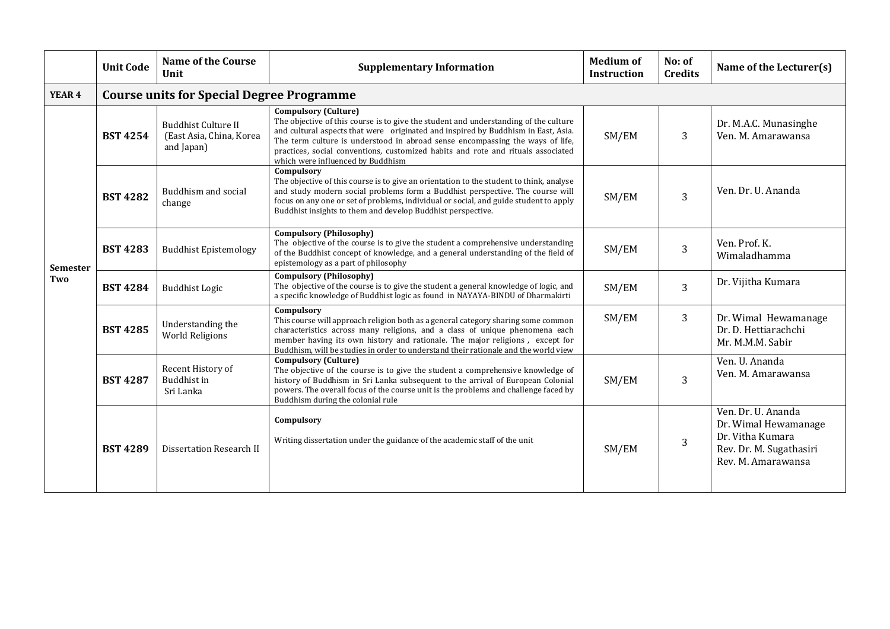| | Unit Code | Name of the Course Unit | Supplementary Information | Medium of Instruction | No: of Credits | Name of the Lecturer(s) |
|---|---|---|---|---|---|---|
| **YEAR 4** | **Course units for Special Degree Programme** | | | | | |
| Semester Two | **BST 4254** | Buddhist Culture II (East Asia, China, Korea and Japan) | **Compulsory (Culture)** The objective of this course is to give the student and understanding of the culture and cultural aspects that were originated and inspired by Buddhism in East, Asia. The term culture is understood in abroad sense encompassing the ways of life, practices, social conventions, customized habits and rote and rituals associated which were influenced by Buddhism | SM/EM | 3 | Dr. M.A.C. Munasinghe<br>Ven. M. Amarawansa |
| | **BST 4282** | Buddhism and social change | **Compulsory** The objective of this course is to give an orientation to the student to think, analyse and study modern social problems form a Buddhist perspective. The course will focus on any one or set of problems, individual or social, and guide student to apply Buddhist insights to them and develop Buddhist perspective. | SM/EM | 3 | Ven. Dr. U. Ananda |
| | **BST 4283** | Buddhist Epistemology | **Compulsory (Philosophy)** The objective of the course is to give the student a comprehensive understanding of the Buddhist concept of knowledge, and a general understanding of the field of epistemology as a part of philosophy | SM/EM | 3 | Ven. Prof. K. Wimaladhamma |
| | **BST 4284** | Buddhist Logic | **Compulsory (Philosophy)** The objective of the course is to give the student a general knowledge of logic, and a specific knowledge of Buddhist logic as found in NAYAYA-BINDU of Dharmakirti | SM/EM | 3 | Dr. Vijitha Kumara |
| | **BST 4285** | Understanding the World Religions | **Compulsory** This course will approach religion both as a general category sharing some common characteristics across many religions, and a class of unique phenomena each member having its own history and rationale. The major religions , except for Buddhism, will be studies in order to understand their rationale and the world view | SM/EM | 3 | Dr. Wimal Hewamanage<br>Dr. D. Hettiarachchi<br>Mr. M.M.M. Sabir |
| | **BST 4287** | Recent History of Buddhist in Sri Lanka | **Compulsory (Culture)** The objective of the course is to give the student a comprehensive knowledge of history of Buddhism in Sri Lanka subsequent to the arrival of European Colonial powers. The overall focus of the course unit is the problems and challenge faced by Buddhism during the colonial rule | SM/EM | 3 | Ven. U. Ananda<br>Ven. M. Amarawansa |
| | **BST 4289** | Dissertation Research II | **Compulsory** Writing dissertation under the guidance of the academic staff of the unit | SM/EM | 3 | Ven. Dr. U. Ananda<br>Dr. Wimal Hewamanage<br>Dr. Vitha Kumara<br>Rev. Dr. M. Sugathasiri<br>Rev. M. Amarawansa |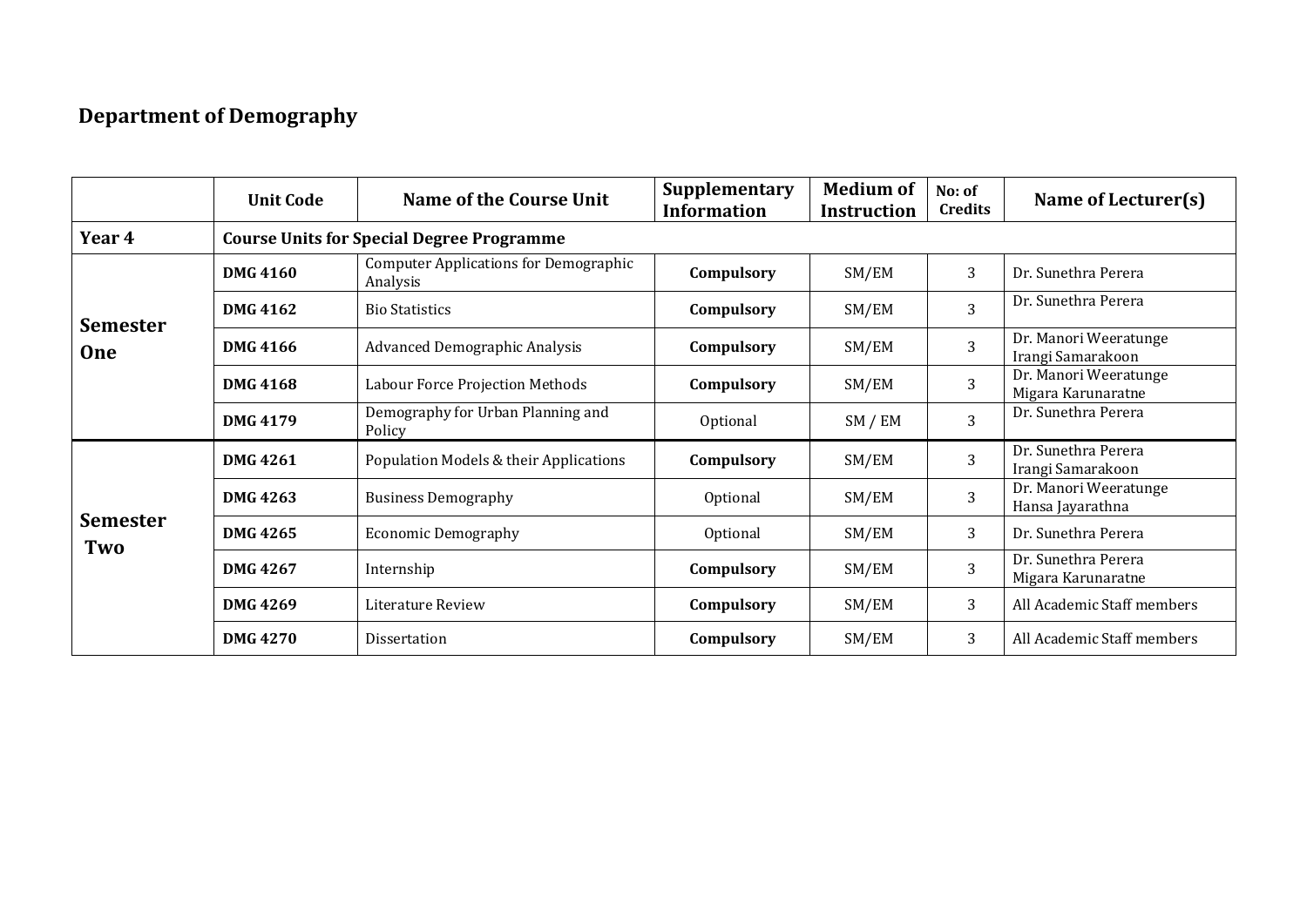## Department of Demography

| | Unit Code | Name of the Course Unit | Supplementary Information | Medium of Instruction | No: of Credits | Name of Lecturer(s) |
|---|---|---|---|---|---|---|
| **Year 4** | **Course Units for Special Degree Programme** | | | | | |
| **Semester One** | **DMG 4160** | Computer Applications for Demographic Analysis | **Compulsory** | SM/EM | 3 | Dr. Sunethra Perera |
| | **DMG 4162** | Bio Statistics | **Compulsory** | SM/EM | 3 | Dr. Sunethra Perera |
| | **DMG 4166** | Advanced Demographic Analysis | **Compulsory** | SM/EM | 3 | Dr. Manori Weeratunge<br>Irangi Samarakoon |
| | **DMG 4168** | Labour Force Projection Methods | **Compulsory** | SM/EM | 3 | Dr. Manori Weeratunge<br>Migara Karunaratne |
| | **DMG 4179** | Demography for Urban Planning and Policy | Optional | SM / EM | 3 | Dr. Sunethra Perera |
| **Semester Two** | **DMG 4261** | Population Models & their Applications | **Compulsory** | SM/EM | 3 | Dr. Sunethra Perera<br>Irangi Samarakoon |
| | **DMG 4263** | Business Demography | Optional | SM/EM | 3 | Dr. Manori Weeratunge<br>Hansa Jayarathna |
| | **DMG 4265** | Economic Demography | Optional | SM/EM | 3 | Dr. Sunethra Perera |
| | **DMG 4267** | Internship | **Compulsory** | SM/EM | 3 | Dr. Sunethra Perera<br>Migara Karunaratne |
| | **DMG 4269** | Literature Review | **Compulsory** | SM/EM | 3 | All Academic Staff members |
| | **DMG 4270** | Dissertation | **Compulsory** | SM/EM | 3 | All Academic Staff members |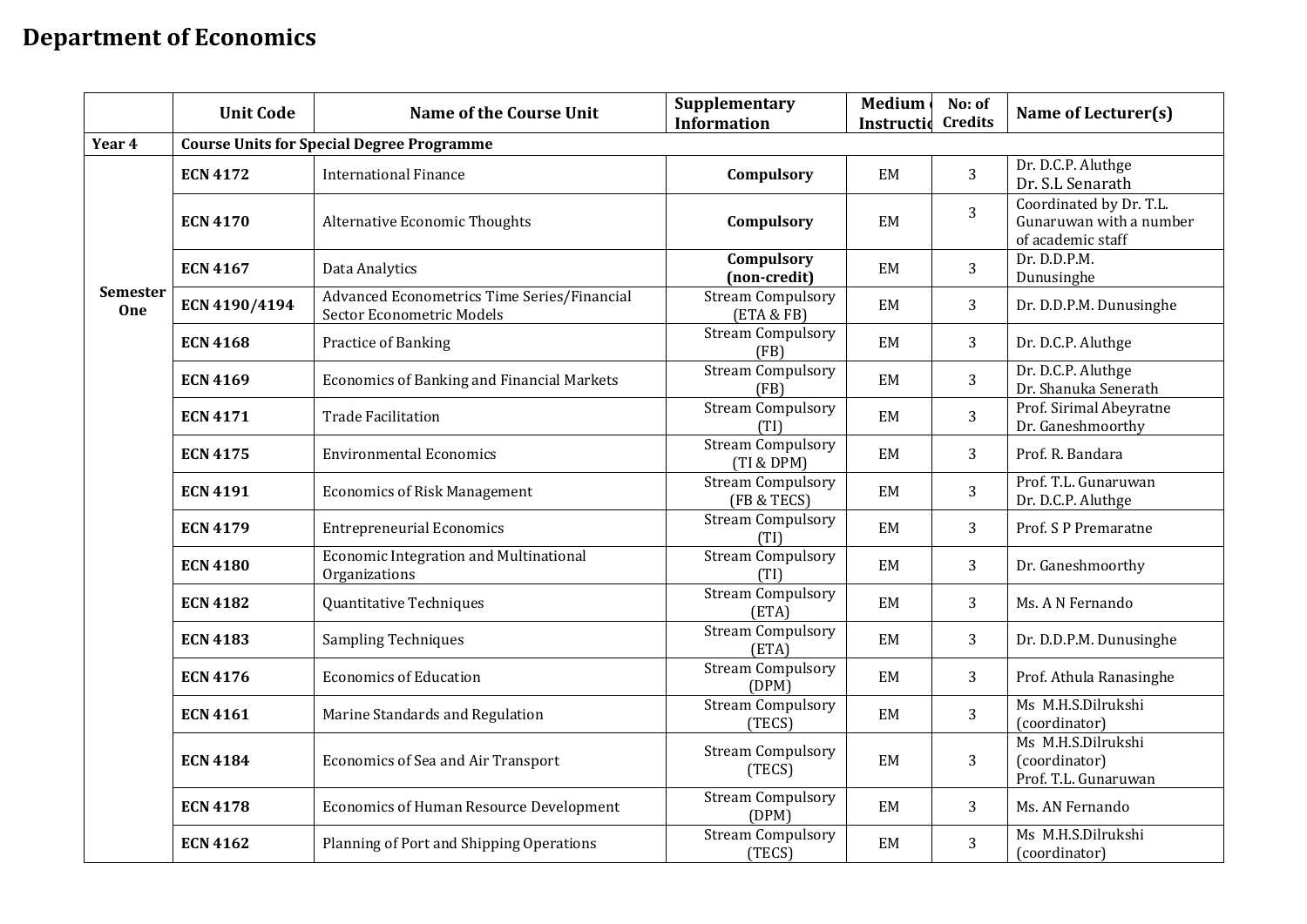# Department of Economics

| | Unit Code | Name of the Course Unit | Supplementary Information | Medium of Instruction | No: of Credits | Name of Lecturer(s) |
|---|---|---|---|---|---|---|
| **Year 4** | **Course Units for Special Degree Programme** | | | | | |
| **Semester One** | **ECN 4172** | International Finance | **Compulsory** | EM | 3 | Dr. D.C.P. Aluthge<br>Dr. S.L Senarath |
| | **ECN 4170** | Alternative Economic Thoughts | **Compulsory** | EM | 3 | Coordinated by Dr. T.L. Gunaruwan with a number of academic staff |
| | **ECN 4167** | Data Analytics | **Compulsory (non-credit)** | EM | 3 | Dr. D.D.P.M. Dunusinghe |
| | **ECN 4190/4194** | Advanced Econometrics Time Series/Financial Sector Econometric Models | Stream Compulsory (ETA & FB) | EM | 3 | Dr. D.D.P.M. Dunusinghe |
| | **ECN 4168** | Practice of Banking | Stream Compulsory (FB) | EM | 3 | Dr. D.C.P. Aluthge |
| | **ECN 4169** | Economics of Banking and Financial Markets | Stream Compulsory (FB) | EM | 3 | Dr. D.C.P. Aluthge<br>Dr. Shanuka Senerath |
| | **ECN 4171** | Trade Facilitation | Stream Compulsory (TI) | EM | 3 | Prof. Sirimal Abeyratne<br>Dr. Ganeshmoorthy |
| | **ECN 4175** | Environmental Economics | Stream Compulsory (TI & DPM) | EM | 3 | Prof. R. Bandara |
| | **ECN 4191** | Economics of Risk Management | Stream Compulsory (FB & TECS) | EM | 3 | Prof. T.L. Gunaruwan<br>Dr. D.C.P. Aluthge |
| | **ECN 4179** | Entrepreneurial Economics | Stream Compulsory (TI) | EM | 3 | Prof. S P Premaratne |
| | **ECN 4180** | Economic Integration and Multinational Organizations | Stream Compulsory (TI) | EM | 3 | Dr. Ganeshmoorthy |
| | **ECN 4182** | Quantitative Techniques | Stream Compulsory (ETA) | EM | 3 | Ms. A N Fernando |
| | **ECN 4183** | Sampling Techniques | Stream Compulsory (ETA) | EM | 3 | Dr. D.D.P.M. Dunusinghe |
| | **ECN 4176** | Economics of Education | Stream Compulsory (DPM) | EM | 3 | Prof. Athula Ranasinghe |
| | **ECN 4161** | Marine Standards and Regulation | Stream Compulsory (TECS) | EM | 3 | Ms M.H.S.Dilrukshi (coordinator) |
| | **ECN 4184** | Economics of Sea and Air Transport | Stream Compulsory (TECS) | EM | 3 | Ms M.H.S.Dilrukshi (coordinator)<br>Prof. T.L. Gunaruwan |
| | **ECN 4178** | Economics of Human Resource Development | Stream Compulsory (DPM) | EM | 3 | Ms. AN Fernando |
| | **ECN 4162** | Planning of Port and Shipping Operations | Stream Compulsory (TECS) | EM | 3 | Ms M.H.S.Dilrukshi (coordinator) |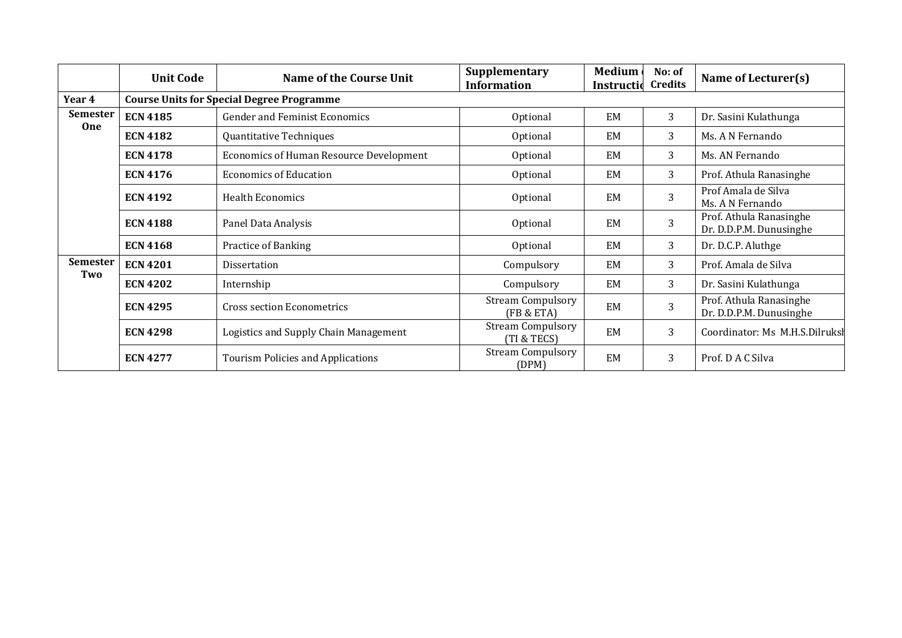|  | Unit Code | Name of the Course Unit | Supplementary Information | Medium of Instruction | No: of Credits | Name of Lecturer(s) |
|---|---|---|---|---|---|---|
| **Year 4** | **Course Units for Special Degree Programme** | | | | | |
| **Semester One** | **ECN 4185** | Gender and Feminist Economics | Optional | EM | 3 | Dr. Sasini Kulathunga |
| | **ECN 4182** | Quantitative Techniques | Optional | EM | 3 | Ms. A N Fernando |
| | **ECN 4178** | Economics of Human Resource Development | Optional | EM | 3 | Ms. AN Fernando |
| | **ECN 4176** | Economics of Education | Optional | EM | 3 | Prof. Athula Ranasinghe |
| | **ECN 4192** | Health Economics | Optional | EM | 3 | Prof Amala de Silva<br>Ms. A N Fernando |
| | **ECN 4188** | Panel Data Analysis | Optional | EM | 3 | Prof. Athula Ranasinghe<br>Dr. D.D.P.M. Dunusinghe |
| | **ECN 4168** | Practice of Banking | Optional | EM | 3 | Dr. D.C.P. Aluthge |
| **Semester Two** | **ECN 4201** | Dissertation | Compulsory | EM | 3 | Prof. Amala de Silva |
| | **ECN 4202** | Internship | Compulsory | EM | 3 | Dr. Sasini Kulathunga |
| | **ECN 4295** | Cross section Econometrics | Stream Compulsory (FB & ETA) | EM | 3 | Prof. Athula Ranasinghe<br>Dr. D.D.P.M. Dunusinghe |
| | **ECN 4298** | Logistics and Supply Chain Management | Stream Compulsory (TI & TECS) | EM | 3 | Coordinator: Ms M.H.S.Dilruksh |
| | **ECN 4277** | Tourism Policies and Applications | Stream Compulsory (DPM) | EM | 3 | Prof. D A C Silva |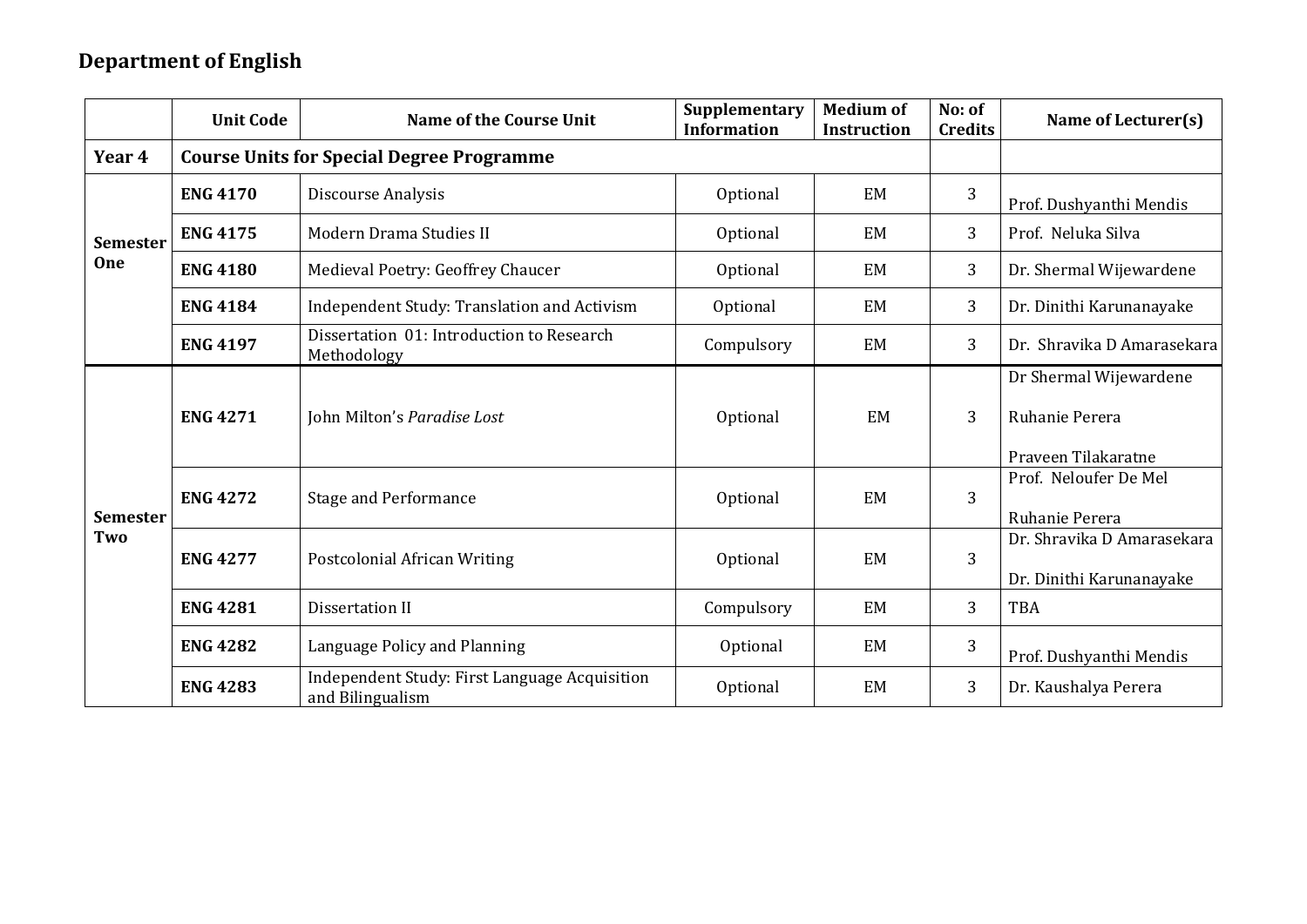## Department of English

| | Unit Code | Name of the Course Unit | Supplementary Information | Medium of Instruction | No: of Credits | Name of Lecturer(s) |
|---|---|---|---|---|---|---|
| **Year 4** | **Course Units for Special Degree Programme** | | | | | |
| **Semester One** | **ENG 4170** | Discourse Analysis | Optional | EM | 3 | Prof. Dushyanthi Mendis |
| | **ENG 4175** | Modern Drama Studies II | Optional | EM | 3 | Prof. Neluka Silva |
| | **ENG 4180** | Medieval Poetry: Geoffrey Chaucer | Optional | EM | 3 | Dr. Shermal Wijewardene |
| | **ENG 4184** | Independent Study: Translation and Activism | Optional | EM | 3 | Dr. Dinithi Karunanayake |
| | **ENG 4197** | Dissertation 01: Introduction to Research Methodology | Compulsory | EM | 3 | Dr. Shravika D Amarasekara |
| **Semester Two** | **ENG 4271** | John Milton's *Paradise Lost* | Optional | EM | 3 | Dr Shermal Wijewardene<br>Ruhanie Perera<br>Praveen Tilakaratne |
| | **ENG 4272** | Stage and Performance | Optional | EM | 3 | Prof. Neloufer De Mel<br>Ruhanie Perera |
| | **ENG 4277** | Postcolonial African Writing | Optional | EM | 3 | Dr. Shravika D Amarasekara<br>Dr. Dinithi Karunanayake |
| | **ENG 4281** | Dissertation II | Compulsory | EM | 3 | TBA |
| | **ENG 4282** | Language Policy and Planning | Optional | EM | 3 | Prof. Dushyanthi Mendis |
| | **ENG 4283** | Independent Study: First Language Acquisition and Bilingualism | Optional | EM | 3 | Dr. Kaushalya Perera |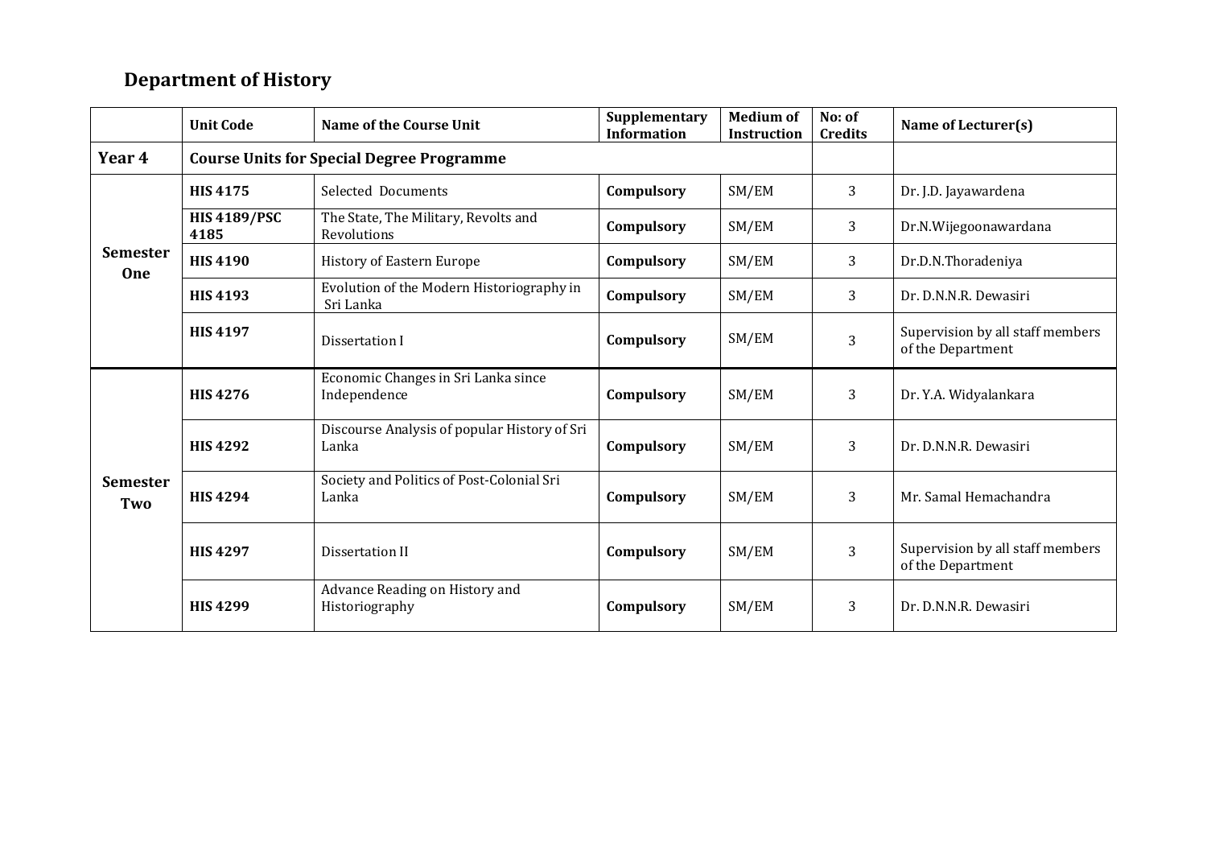## Department of History

| | Unit Code | Name of the Course Unit | Supplementary Information | Medium of Instruction | No: of Credits | Name of Lecturer(s) |
|---|---|---|---|---|---|---|
| **Year 4** | **Course Units for Special Degree Programme** | | | | | |
| **Semester One** | **HIS 4175** | Selected Documents | **Compulsory** | SM/EM | 3 | Dr. J.D. Jayawardena |
| | **HIS 4189/PSC 4185** | The State, The Military, Revolts and Revolutions | **Compulsory** | SM/EM | 3 | Dr.N.Wijegoonawardana |
| | **HIS 4190** | History of Eastern Europe | **Compulsory** | SM/EM | 3 | Dr.D.N.Thoradeniya |
| | **HIS 4193** | Evolution of the Modern Historiography in Sri Lanka | **Compulsory** | SM/EM | 3 | Dr. D.N.N.R. Dewasiri |
| | **HIS 4197** | Dissertation I | **Compulsory** | SM/EM | 3 | Supervision by all staff members of the Department |
| **Semester Two** | **HIS 4276** | Economic Changes in Sri Lanka since Independence | **Compulsory** | SM/EM | 3 | Dr. Y.A. Widyalankara |
| | **HIS 4292** | Discourse Analysis of popular History of Sri Lanka | **Compulsory** | SM/EM | 3 | Dr. D.N.N.R. Dewasiri |
| | **HIS 4294** | Society and Politics of Post-Colonial Sri Lanka | **Compulsory** | SM/EM | 3 | Mr. Samal Hemachandra |
| | **HIS 4297** | Dissertation II | **Compulsory** | SM/EM | 3 | Supervision by all staff members of the Department |
| | **HIS 4299** | Advance Reading on History and Historiography | **Compulsory** | SM/EM | 3 | Dr. D.N.N.R. Dewasiri |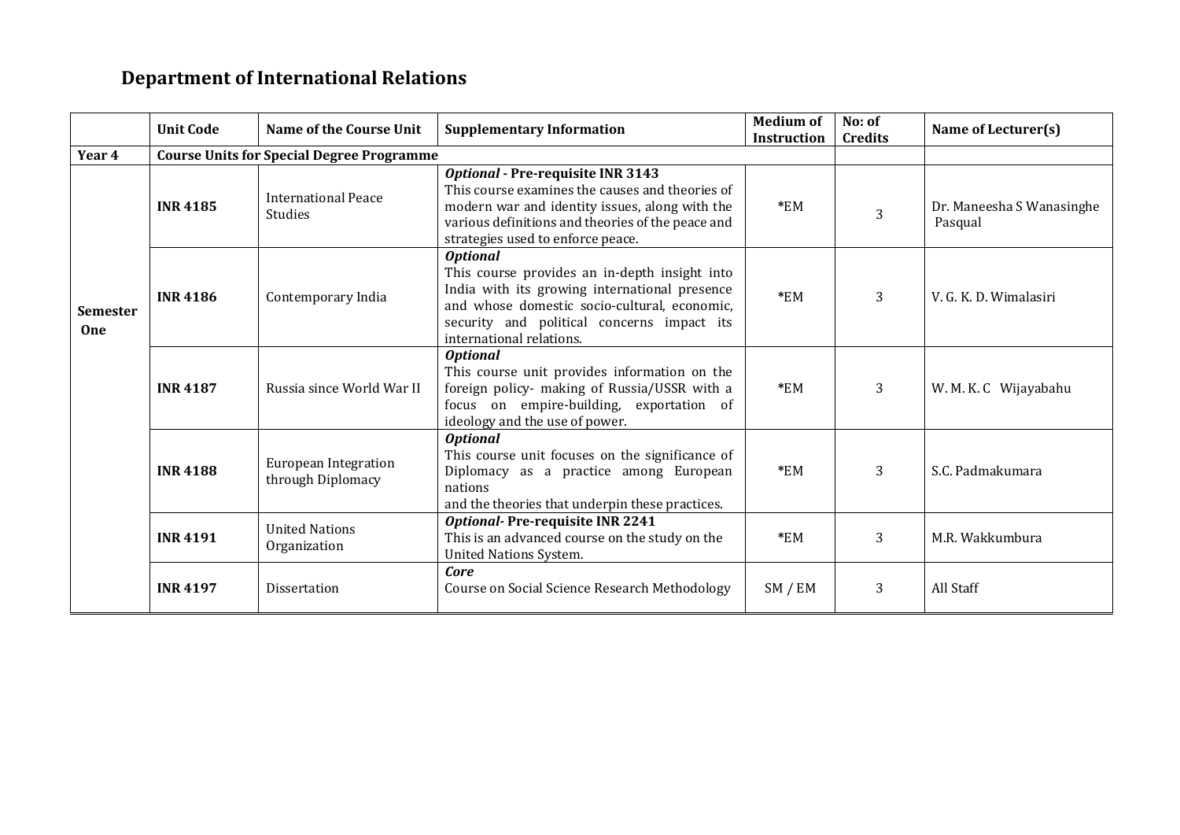## Department of International Relations

| | Unit Code | Name of the Course Unit | Supplementary Information | Medium of Instruction | No: of Credits | Name of Lecturer(s) |
|---|---|---|---|---|---|---|
| **Year 4** | **Course Units for Special Degree Programme** | | | | | |
| **Semester One** | **INR 4185** | International Peace Studies | ***Optional* - Pre-requisite INR 3143** This course examines the causes and theories of modern war and identity issues, along with the various definitions and theories of the peace and strategies used to enforce peace. | *EM | 3 | Dr. Maneesha S Wanasinghe Pasqual |
| | **INR 4186** | Contemporary India | ***Optional*** This course provides an in-depth insight into India with its growing international presence and whose domestic socio-cultural, economic, security and political concerns impact its international relations. | *EM | 3 | V. G. K. D. Wimalasiri |
| | **INR 4187** | Russia since World War II | ***Optional*** This course unit provides information on the foreign policy- making of Russia/USSR with a focus on empire-building, exportation of ideology and the use of power. | *EM | 3 | W. M. K. C Wijayabahu |
| | **INR 4188** | European Integration through Diplomacy | ***Optional*** This course unit focuses on the significance of Diplomacy as a practice among European nations and the theories that underpin these practices. | *EM | 3 | S.C. Padmakumara |
| | **INR 4191** | United Nations Organization | ***Optional*- Pre-requisite INR 2241** This is an advanced course on the study on the United Nations System. | *EM | 3 | M.R. Wakkumbura |
| | **INR 4197** | Dissertation | ***Core*** Course on Social Science Research Methodology | SM / EM | 3 | All Staff |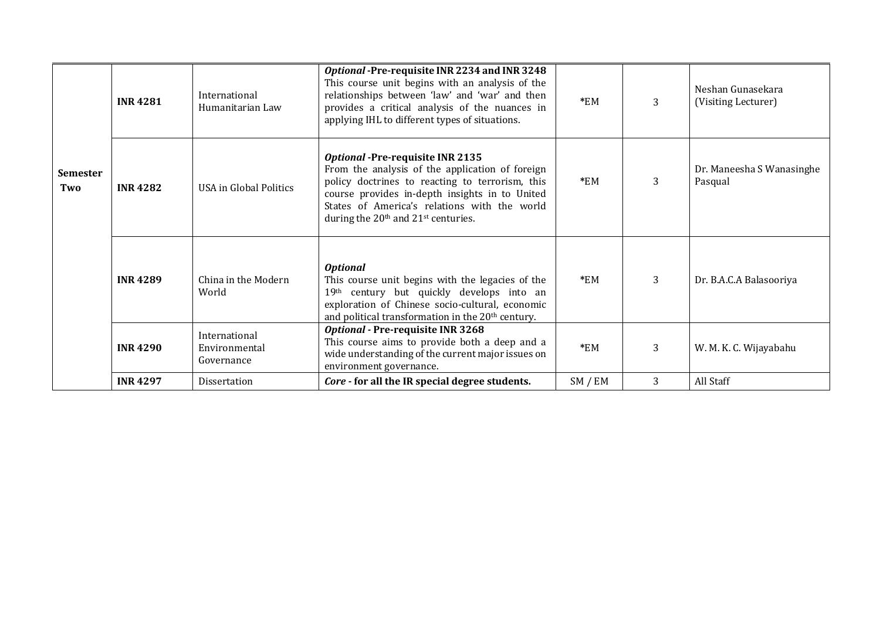| | | | | | | |
|---|---|---|---|---|---|---|
| **Semester Two** | **INR 4281** | International Humanitarian Law | ***Optional*** **-Pre-requisite INR 2234 and INR 3248** This course unit begins with an analysis of the relationships between 'law' and 'war' and then provides a critical analysis of the nuances in applying IHL to different types of situations. | *EM | 3 | Neshan Gunasekara (Visiting Lecturer) |
| | **INR 4282** | USA in Global Politics | ***Optional*** **-Pre-requisite INR 2135** From the analysis of the application of foreign policy doctrines to reacting to terrorism, this course provides in-depth insights in to United States of America's relations with the world during the 20th and 21st centuries. | *EM | 3 | Dr. Maneesha S Wanasinghe Pasqual |
| | **INR 4289** | China in the Modern World | ***Optional*** This course unit begins with the legacies of the 19th century but quickly develops into an exploration of Chinese socio-cultural, economic and political transformation in the 20th century. | *EM | 3 | Dr. B.A.C.A Balasooriya |
| | **INR 4290** | International Environmental Governance | ***Optional*** **- Pre-requisite INR 3268** This course aims to provide both a deep and a wide understanding of the current major issues on environment governance. | *EM | 3 | W. M. K. C. Wijayabahu |
| | **INR 4297** | Dissertation | ***Core*** **- for all the IR special degree students.** | SM / EM | 3 | All Staff |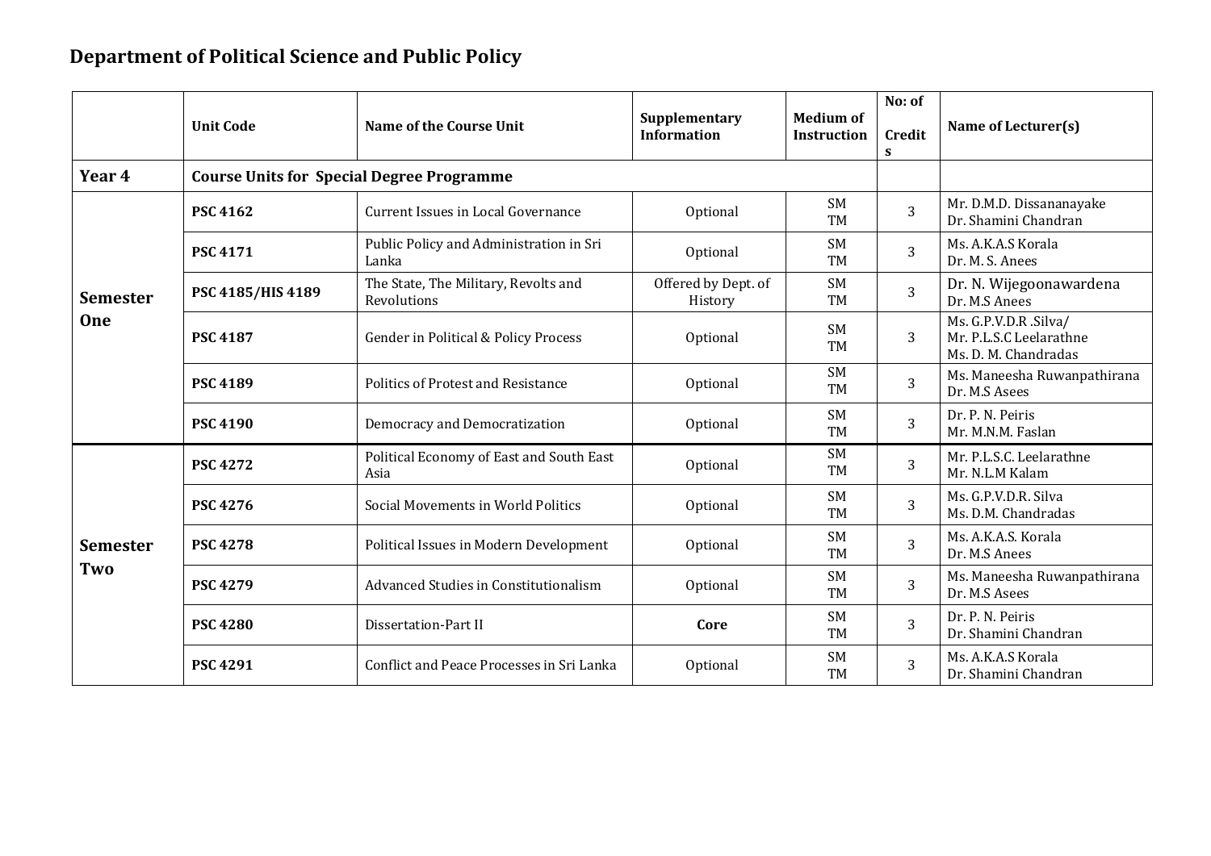# Department of Political Science and Public Policy

| | Unit Code | Name of the Course Unit | Supplementary Information | Medium of Instruction | No: of Credits | Name of Lecturer(s) |
|---|---|---|---|---|---|---|
| **Year 4** | **Course Units for Special Degree Programme** | | | | | |
| **Semester One** | **PSC 4162** | Current Issues in Local Governance | Optional | SM TM | 3 | Mr. D.M.D. Dissananayake<br>Dr. Shamini Chandran |
| | **PSC 4171** | Public Policy and Administration in Sri Lanka | Optional | SM TM | 3 | Ms. A.K.A.S Korala<br>Dr. M. S. Anees |
| | **PSC 4185/HIS 4189** | The State, The Military, Revolts and Revolutions | Offered by Dept. of History | SM TM | 3 | Dr. N. Wijegoonawardena<br>Dr. M.S Anees |
| | **PSC 4187** | Gender in Political & Policy Process | Optional | SM TM | 3 | Ms. G.P.V.D.R .Silva/<br>Mr. P.L.S.C Leelarathne<br>Ms. D. M. Chandradas |
| | **PSC 4189** | Politics of Protest and Resistance | Optional | SM TM | 3 | Ms. Maneesha Ruwanpathirana<br>Dr. M.S Asees |
| | **PSC 4190** | Democracy and Democratization | Optional | SM TM | 3 | Dr. P. N. Peiris<br>Mr. M.N.M. Faslan |
| **Semester Two** | **PSC 4272** | Political Economy of East and South East Asia | Optional | SM TM | 3 | Mr. P.L.S.C. Leelarathne<br>Mr. N.L.M Kalam |
| | **PSC 4276** | Social Movements in World Politics | Optional | SM TM | 3 | Ms. G.P.V.D.R. Silva<br>Ms. D.M. Chandradas |
| | **PSC 4278** | Political Issues in Modern Development | Optional | SM TM | 3 | Ms. A.K.A.S. Korala<br>Dr. M.S Anees |
| | **PSC 4279** | Advanced Studies in Constitutionalism | Optional | SM TM | 3 | Ms. Maneesha Ruwanpathirana<br>Dr. M.S Asees |
| | **PSC 4280** | Dissertation-Part II | **Core** | SM TM | 3 | Dr. P. N. Peiris<br>Dr. Shamini Chandran |
| | **PSC 4291** | Conflict and Peace Processes in Sri Lanka | Optional | SM TM | 3 | Ms. A.K.A.S Korala<br>Dr. Shamini Chandran |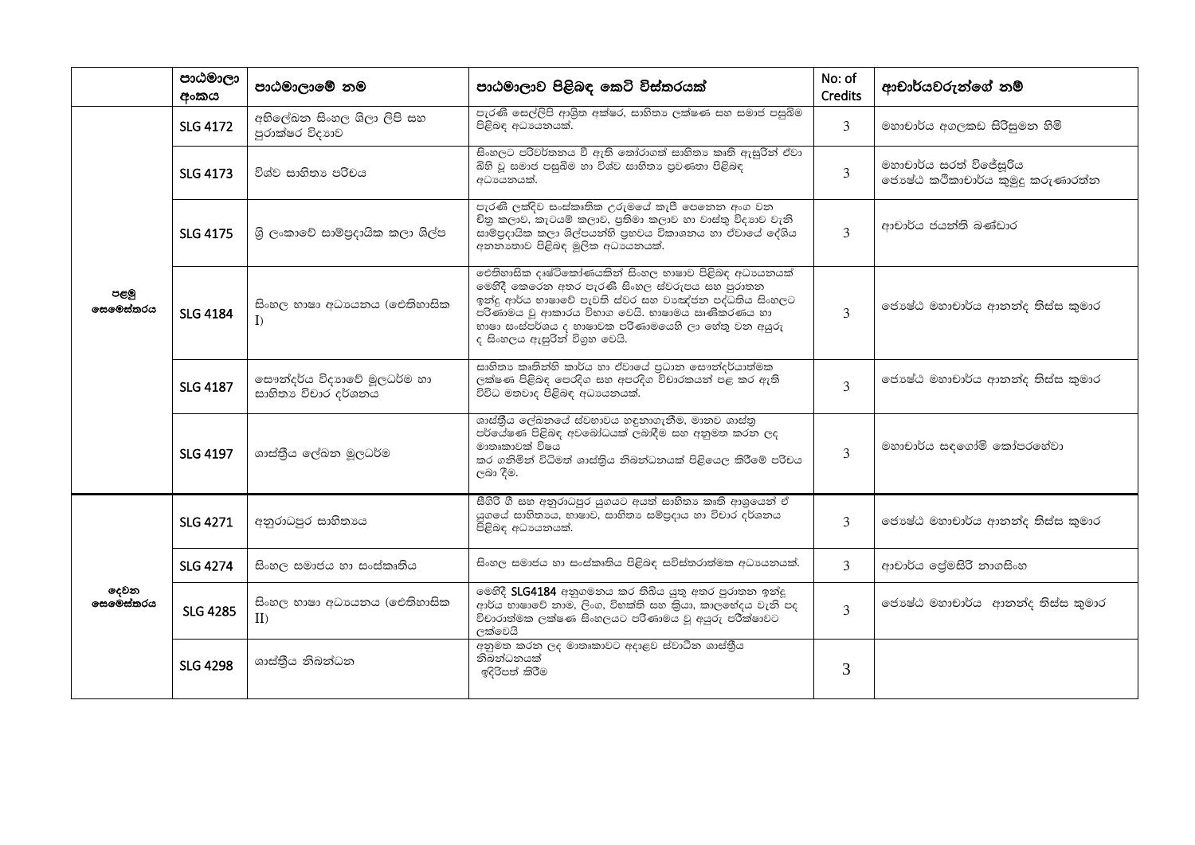| | පාඨමාලා අංකය | පාඨමාලාමේ නම | පාඨමාලාව පිළිබඳ කෙටි විස්තරයක් | No: of Credits | ආචාර්යවරුන්ගේ නම් |
|---|---|---|---|---|---|
| පළමු සෙමෙස්තරය | SLG 4172 | අභිලේඛන සිංහල ශිලා ලිපි සහ පුරාක්ෂර විද්‍යාව | පැරණි සෙල්ලිපි ආශ්‍රිත අක්ෂර, සාහිත්‍ය ලක්ෂණ සහ සමාජ පසුබිම පිළිබඳ අධ්‍යයනයක්. | 3 | මහාචාර්ය අගලකඩ සිරිසුමන හිමි |
| | SLG 4173 | විශ්ව සාහිත්‍ය පරිචය | සිංහලට පරිවර්තනය වී ඇති තෝරාගත් සාහිත්‍ය කෘති ඇසුරින් ඒවා බිහි වූ සමාජ පසුබිම හා විශ්ව සාහිත්‍ය ප්‍රවණතා පිළිබඳ අධ්‍යයනයක්. | 3 | මහාචාර්ය සරත් විජේසූරිය<br>ජ්‍යෙෂ්ඨ කථිකාචාර්ය කුමුදු කරුණාරත්න |
| | SLG 4175 | ශ්‍රී ලංකාවේ සාම්ප්‍රදායික කලා ශිල්ප | පැරණි ලක්දිව සංස්කෘතික උරුමයේ කැපී පෙනෙන අංග වන චිත්‍ර කලාව, කැටයම් කලාව, ප්‍රතිමා කලාව හා වාස්තු විද්‍යාව වැනි සාම්ප්‍රදායික කලා ශිල්පයන්හි ප්‍රභවය විකාශනය හා ඒවායේ දේශිය අනන්‍යතාව පිළිබඳ මූලික අධ්‍යයනයක්. | 3 | ආචාර්ය ජයන්ති බණ්ඩාර |
| | SLG 4184 | සිංහල භාෂා අධ්‍යයනය (ඓතිහාසික I) | ඓතිහාසික දෘෂ්ටිකෝණයකින් සිංහල භාෂාව පිළිබඳ අධ්‍යයනයක් මෙහිදී කෙරෙන අතර පැරණි සිංහල ස්වරූපය සහ පුරාතන ඉන්දු ආර්ය භාෂාවේ පැවති ස්වර සහ ව්‍යඤ්ජන පද්ධතිය සිංහලට පරිණාමය වූ ආකාරය විභාග වෙයි. භාෂාමය සෘණීකරණය හා භාෂා සංස්පර්ශය ද භාෂාවක පරිණාමයෙහි ලා හේතු වන අයුරු ද සිංහලය ඇසුරින් විග්‍රහ වෙයි. | 3 | ජ්‍යෙෂ්ඨ මහාචාර්ය ආනන්ද තිස්ස කුමාර |
| | SLG 4187 | සෞන්දර්ය විද්‍යාවේ මූලධර්ම හා සාහිත්‍ය විචාර දර්ශනය | සාහිත්‍ය කෘතීන්හි කාර්ය හා ඒවායේ ප්‍රධාන සෞන්දර්යාත්මක ලක්ෂණ පිළිබඳ පෙරදිග සහ අපරදිග විචාරකයන් පළ කර ඇති විවිධ මතවාද පිළිබඳ අධ්‍යයනයක්. | 3 | ජ්‍යෙෂ්ඨ මහාචාර්ය ආනන්ද තිස්ස කුමාර |
| | SLG 4197 | ශාස්ත්‍රීය ලේඛන මූලධර්ම | ශාස්ත්‍රීය ලේඛනයේ ස්වභාවය හඳුනාගැනීම, මානව ශාස්ත්‍ර පර්යේෂණ පිළිබඳ අවබෝධයක් ලබාදීම සහ අනුමත කරන ලද මාතෘකාවක් විෂය කර ගනිමින් විධිමත් ශාස්ත්‍රීය නිබන්ධනයක් පිළියෙල කිරීමේ පරිචය ලබා දීම. | 3 | මහාචාර්ය සඳගෝමි කෝපරහේවා |
| දෙවන සෙමෙස්තරය | SLG 4271 | අනුරාධපුර සාහිත්‍යය | සීගිරි ගී සහ අනුරාධපුර යුගයට අයත් සාහිත්‍ය කෘති ආශ්‍රයෙන් ඒ යුගයේ සාහිත්‍යය, භාෂාව, සාහිත්‍ය සම්ප්‍රදාය හා විචාර දර්ශනය පිළිබඳ අධ්‍යයනයක්. | 3 | ජ්‍යෙෂ්ඨ මහාචාර්ය ආනන්ද තිස්ස කුමාර |
| | SLG 4274 | සිංහල සමාජය හා සංස්කෘතිය | සිංහල සමාජය හා සංස්කෘතිය පිළිබඳ සවිස්තරාත්මක අධ්‍යයනයක්. | 3 | ආචාර්ය ප්‍රේමසිරි නාගසිංහ |
| | SLG 4285 | සිංහල භාෂා අධ්‍යයනය (ඓතිහාසික II) | මෙහිදී **SLG4184** අනුගමනය කර තිබිය යුතු අතර පුරාතන ඉන්දු ආර්ය භාෂාවේ නාම, ලිංග, විභක්ති සහ ක්‍රියා, කාලභේදය වැනි පද විචාරාත්මක ලක්ෂණ සිංහලයට පරිණාමය වූ අයුරු පරීක්ෂාවට ලක්වෙයි | 3 | ජ්‍යෙෂ්ඨ මහාචාර්ය ආනන්ද තිස්ස කුමාර |
| | SLG 4298 | ශාස්ත්‍රීය නිබන්ධන | අනුමත කරන ලද මාතෘකාවට අදාළව ස්වාධීන ශාස්ත්‍රීය නිබන්ධනයක් ඉදිරිපත් කිරීම | 3 | |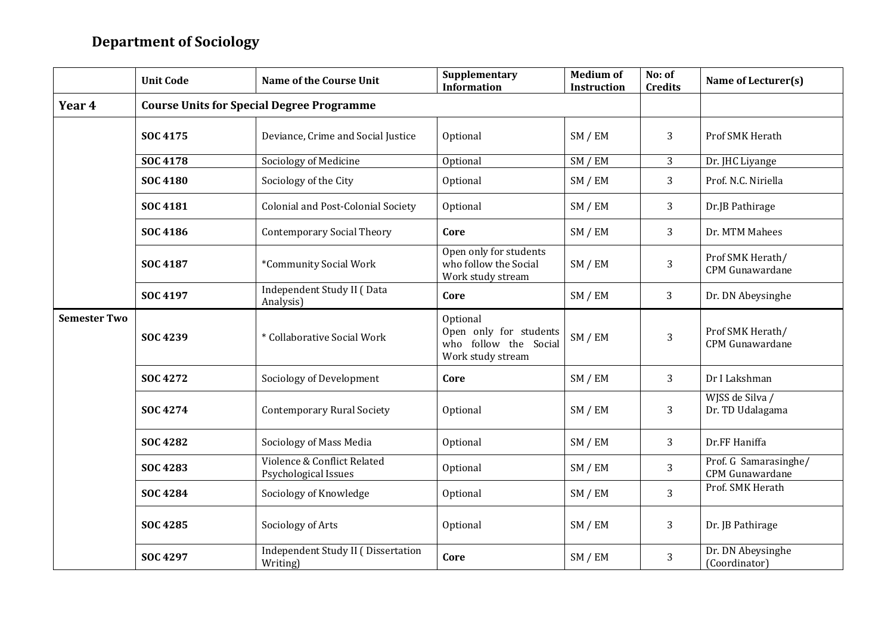## Department of Sociology

| | Unit Code | Name of the Course Unit | Supplementary Information | Medium of Instruction | No: of Credits | Name of Lecturer(s) |
|---|---|---|---|---|---|---|
| **Year 4** | **Course Units for Special Degree Programme** | | | | | |
| | **SOC 4175** | Deviance, Crime and Social Justice | Optional | SM / EM | 3 | Prof SMK Herath |
| | **SOC 4178** | Sociology of Medicine | Optional | SM / EM | 3 | Dr. JHC Liyange |
| | **SOC 4180** | Sociology of the City | Optional | SM / EM | 3 | Prof. N.C. Niriella |
| | **SOC 4181** | Colonial and Post-Colonial Society | Optional | SM / EM | 3 | Dr.JB Pathirage |
| | **SOC 4186** | Contemporary Social Theory | **Core** | SM / EM | 3 | Dr. MTM Mahees |
| | **SOC 4187** | *Community Social Work | Open only for students who follow the Social Work study stream | SM / EM | 3 | Prof SMK Herath/ CPM Gunawardane |
| | **SOC 4197** | Independent Study II ( Data Analysis) | **Core** | SM / EM | 3 | Dr. DN Abeysinghe |
| **Semester Two** | **SOC 4239** | * Collaborative Social Work | Optional Open only for students who follow the Social Work study stream | SM / EM | 3 | Prof SMK Herath/ CPM Gunawardane |
| | **SOC 4272** | Sociology of Development | **Core** | SM / EM | 3 | Dr I Lakshman |
| | **SOC 4274** | Contemporary Rural Society | Optional | SM / EM | 3 | WJSS de Silva / Dr. TD Udalagama |
| | **SOC 4282** | Sociology of Mass Media | Optional | SM / EM | 3 | Dr.FF Haniffa |
| | **SOC 4283** | Violence & Conflict Related Psychological Issues | Optional | SM / EM | 3 | Prof. G Samarasinghe/ CPM Gunawardane |
| | **SOC 4284** | Sociology of Knowledge | Optional | SM / EM | 3 | Prof. SMK Herath |
| | **SOC 4285** | Sociology of Arts | Optional | SM / EM | 3 | Dr. JB Pathirage |
| | **SOC 4297** | Independent Study II ( Dissertation Writing) | **Core** | SM / EM | 3 | Dr. DN Abeysinghe (Coordinator) |